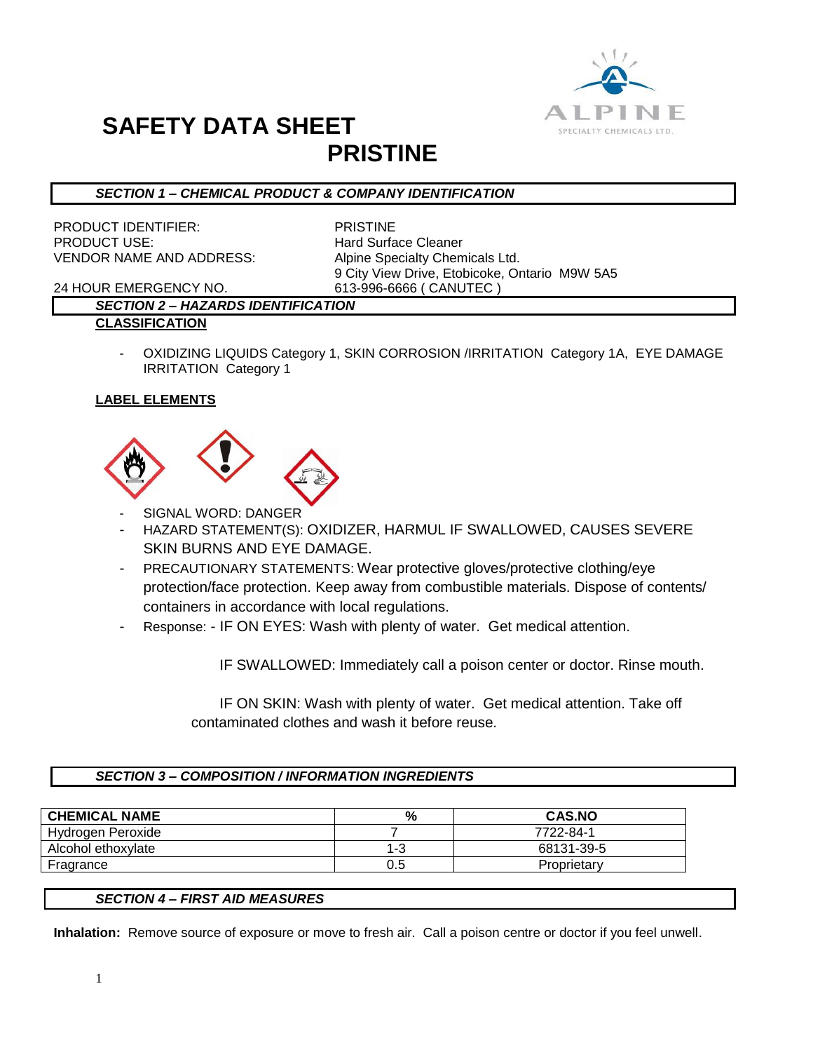# SAFETY DATA SHEET
# PRISTINE

ALPINE
SPECIALTY CHEMICALS LTD.

## *SECTION 1 – CHEMICAL PRODUCT & COMPANY IDENTIFICATION*

| | |
|---|---|
| PRODUCT IDENTIFIER: | PRISTINE |
| PRODUCT USE: | Hard Surface Cleaner |
| VENDOR NAME AND ADDRESS: | Alpine Specialty Chemicals Ltd. 9 City View Drive, Etobicoke, Ontario M9W 5A5 |
| 24 HOUR EMERGENCY NO. | 613-996-6666 ( CANUTEC ) |

## *SECTION 2 – HAZARDS IDENTIFICATION*

**CLASSIFICATION**

- OXIDIZING LIQUIDS Category 1, SKIN CORROSION /IRRITATION Category 1A, EYE DAMAGE IRRITATION Category 1

**LABEL ELEMENTS**

- SIGNAL WORD: DANGER
- HAZARD STATEMENT(S): OXIDIZER, HARMUL IF SWALLOWED, CAUSES SEVERE SKIN BURNS AND EYE DAMAGE.
- PRECAUTIONARY STATEMENTS: Wear protective gloves/protective clothing/eye protection/face protection. Keep away from combustible materials. Dispose of contents/ containers in accordance with local regulations.
- Response: - IF ON EYES: Wash with plenty of water. Get medical attention.

  IF SWALLOWED: Immediately call a poison center or doctor. Rinse mouth.

  IF ON SKIN: Wash with plenty of water. Get medical attention. Take off contaminated clothes and wash it before reuse.

## *SECTION 3 – COMPOSITION / INFORMATION INGREDIENTS*

| CHEMICAL NAME | % | CAS.NO |
|---|---|---|
| Hydrogen Peroxide | 7 | 7722-84-1 |
| Alcohol ethoxylate | 1-3 | 68131-39-5 |
| Fragrance | 0.5 | Proprietary |

## *SECTION 4 – FIRST AID MEASURES*

**Inhalation:** Remove source of exposure or move to fresh air. Call a poison centre or doctor if you feel unwell.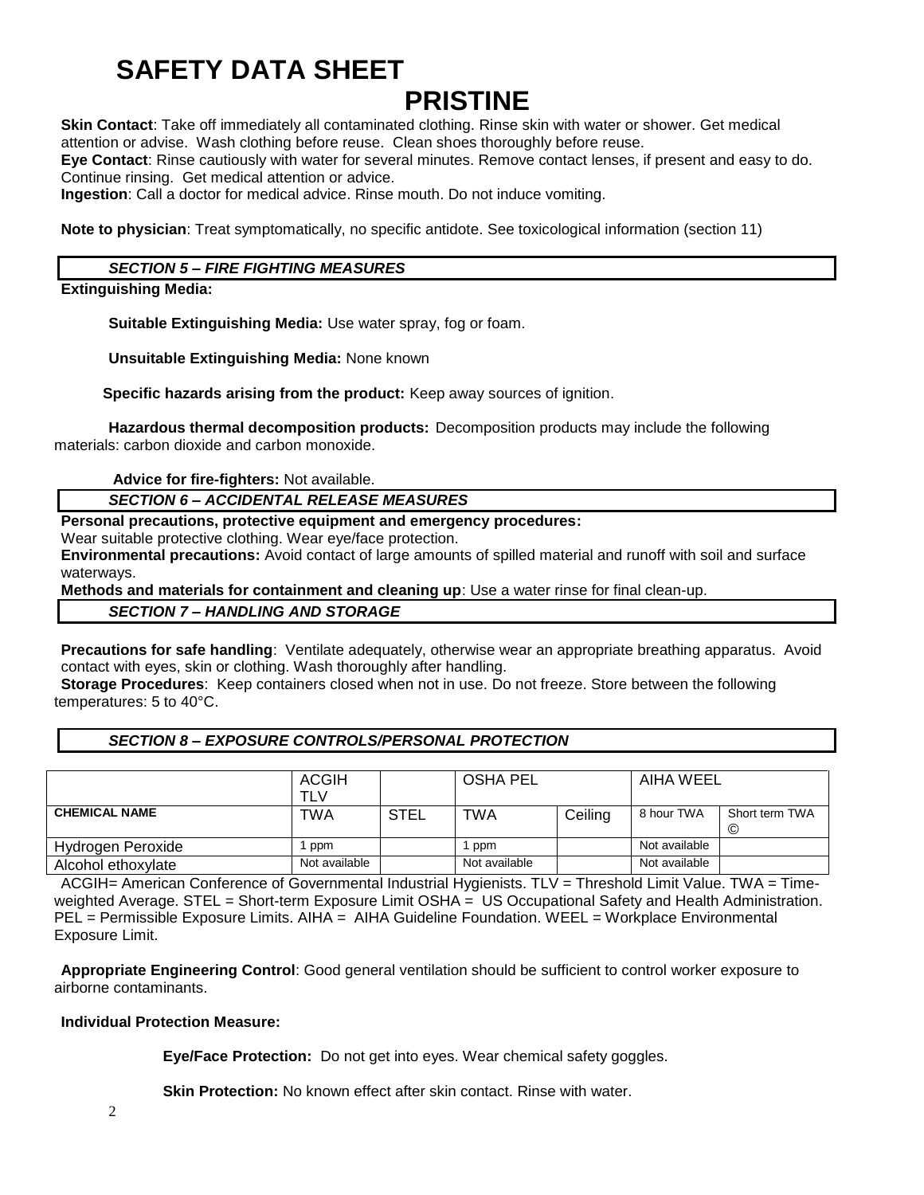# SAFETY DATA SHEET

# PRISTINE

**Skin Contact**: Take off immediately all contaminated clothing. Rinse skin with water or shower. Get medical attention or advise. Wash clothing before reuse. Clean shoes thoroughly before reuse.
**Eye Contact**: Rinse cautiously with water for several minutes. Remove contact lenses, if present and easy to do. Continue rinsing. Get medical attention or advice.
**Ingestion**: Call a doctor for medical advice. Rinse mouth. Do not induce vomiting.

**Note to physician**: Treat symptomatically, no specific antidote. See toxicological information (section 11)

## *SECTION 5 – FIRE FIGHTING MEASURES*

**Extinguishing Media:**

**Suitable Extinguishing Media:** Use water spray, fog or foam.

**Unsuitable Extinguishing Media:** None known

**Specific hazards arising from the product:** Keep away sources of ignition.

**Hazardous thermal decomposition products:** Decomposition products may include the following materials: carbon dioxide and carbon monoxide.

**Advice for fire-fighters:** Not available.

## *SECTION 6 – ACCIDENTAL RELEASE MEASURES*

**Personal precautions, protective equipment and emergency procedures:**
Wear suitable protective clothing. Wear eye/face protection.
**Environmental precautions:** Avoid contact of large amounts of spilled material and runoff with soil and surface waterways.
**Methods and materials for containment and cleaning up**: Use a water rinse for final clean-up.

## *SECTION 7 – HANDLING AND STORAGE*

**Precautions for safe handling**: Ventilate adequately, otherwise wear an appropriate breathing apparatus. Avoid contact with eyes, skin or clothing. Wash thoroughly after handling.
**Storage Procedures**: Keep containers closed when not in use. Do not freeze. Store between the following temperatures: 5 to 40°C.

## *SECTION 8 – EXPOSURE CONTROLS/PERSONAL PROTECTION*

| | ACGIH TLV | | OSHA PEL | | AIHA WEEL | |
|---|---|---|---|---|---|---|
| **CHEMICAL NAME** | TWA | STEL | TWA | Ceiling | 8 hour TWA | Short term TWA © |
| Hydrogen Peroxide | 1 ppm | | 1 ppm | | Not available | |
| Alcohol ethoxylate | Not available | | Not available | | Not available | |

ACGIH= American Conference of Governmental Industrial Hygienists. TLV = Threshold Limit Value. TWA = Time-weighted Average. STEL = Short-term Exposure Limit OSHA = US Occupational Safety and Health Administration. PEL = Permissible Exposure Limits. AIHA = AIHA Guideline Foundation. WEEL = Workplace Environmental Exposure Limit.

**Appropriate Engineering Control**: Good general ventilation should be sufficient to control worker exposure to airborne contaminants.

**Individual Protection Measure:**

**Eye/Face Protection:** Do not get into eyes. Wear chemical safety goggles.

**Skin Protection:** No known effect after skin contact. Rinse with water.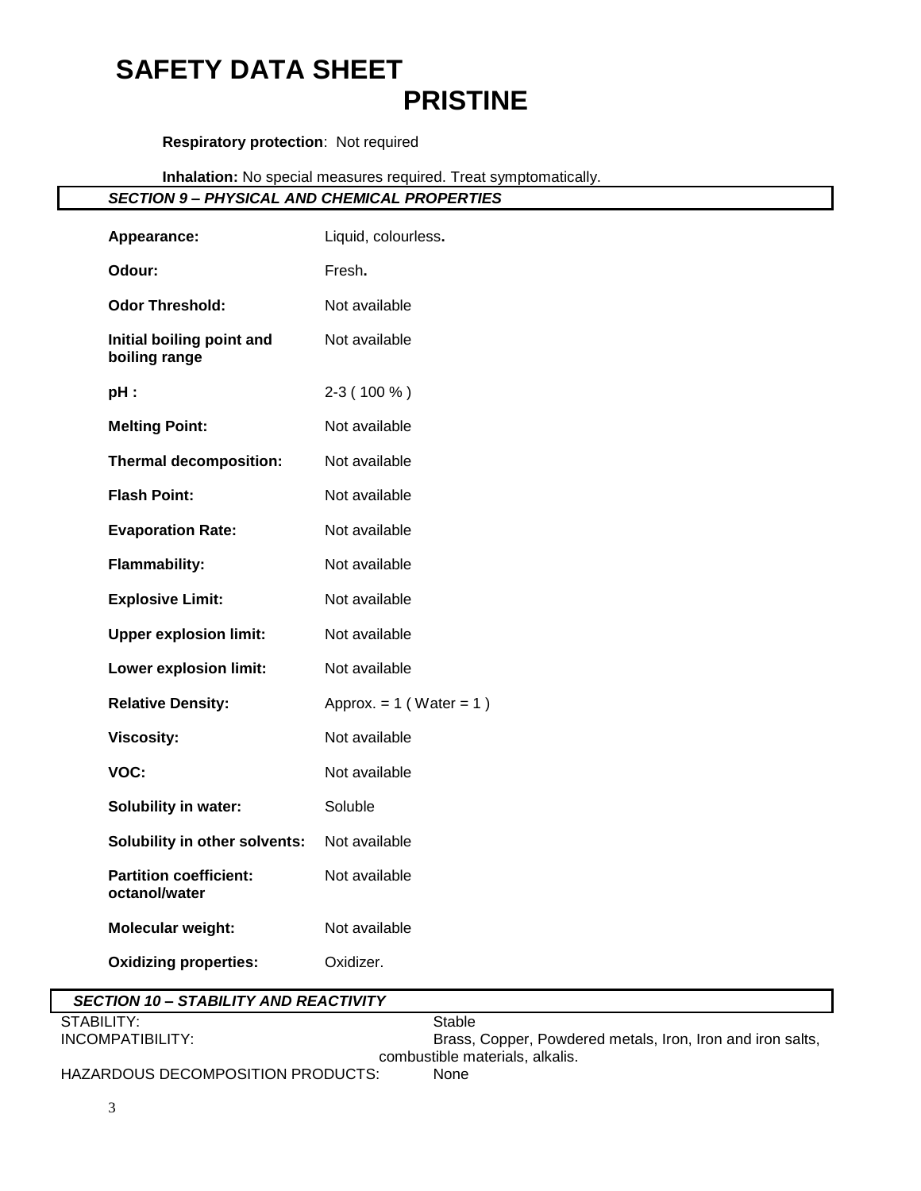**Respiratory protection**: Not required

**Inhalation:** No special measures required. Treat symptomatically.

## *SECTION 9 – PHYSICAL AND CHEMICAL PROPERTIES*

| | |
|---|---|
| **Appearance:** | Liquid, colourless**.** |
| **Odour:** | Fresh**.** |
| **Odor Threshold:** | Not available |
| **Initial boiling point and boiling range** | Not available |
| **pH :** | 2-3 ( 100 % ) |
| **Melting Point:** | Not available |
| **Thermal decomposition:** | Not available |
| **Flash Point:** | Not available |
| **Evaporation Rate:** | Not available |
| **Flammability:** | Not available |
| **Explosive Limit:** | Not available |
| **Upper explosion limit:** | Not available |
| **Lower explosion limit:** | Not available |
| **Relative Density:** | Approx. = 1 ( Water = 1 ) |
| **Viscosity:** | Not available |
| **VOC:** | Not available |
| **Solubility in water:** | Soluble |
| **Solubility in other solvents:** | Not available |
| **Partition coefficient: octanol/water** | Not available |
| **Molecular weight:** | Not available |
| **Oxidizing properties:** | Oxidizer. |

## *SECTION 10 – STABILITY AND REACTIVITY*

| | |
|---|---|
| STABILITY: | Stable |
| INCOMPATIBILITY: | Brass, Copper, Powdered metals, Iron, Iron and iron salts, combustible materials, alkalis. |
| HAZARDOUS DECOMPOSITION PRODUCTS: | None |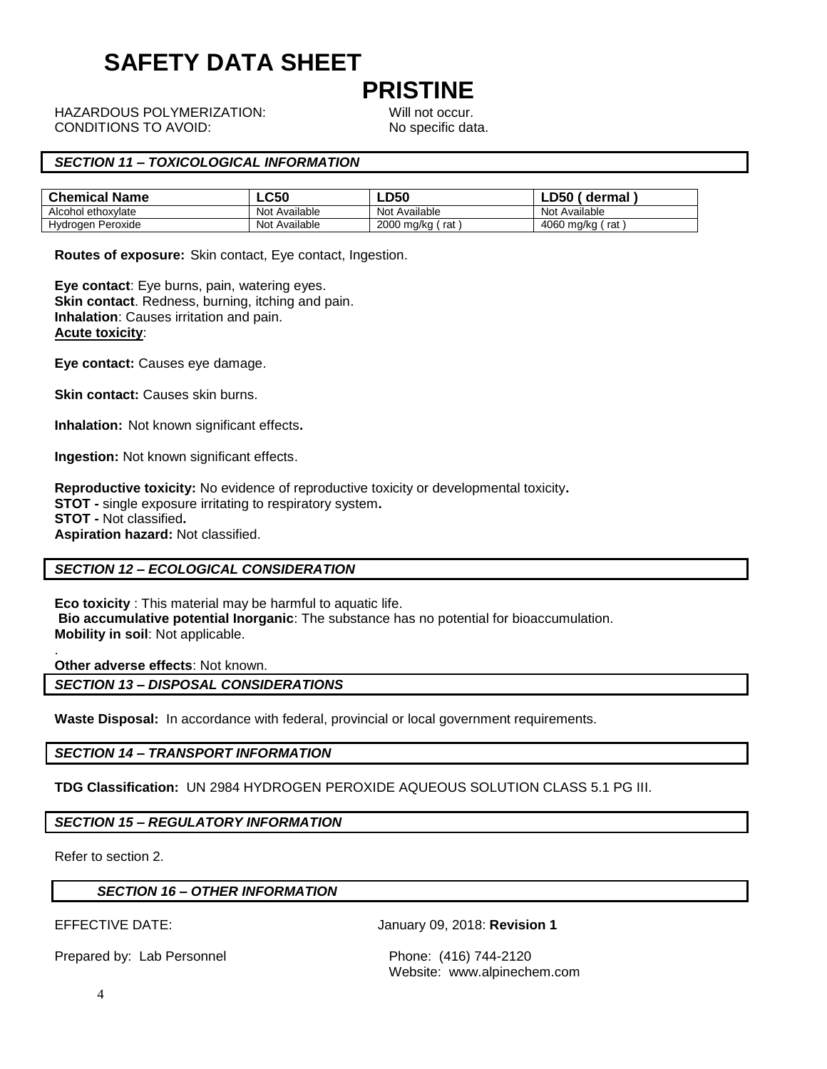# SAFETY DATA SHEET

## PRISTINE

HAZARDOUS POLYMERIZATION: Will not occur.
CONDITIONS TO AVOID: No specific data.

### *SECTION 11 – TOXICOLOGICAL INFORMATION*

| Chemical Name | LC50 | LD50 | LD50 ( dermal ) |
|---|---|---|---|
| Alcohol ethoxylate | Not Available | Not Available | Not Available |
| Hydrogen Peroxide | Not Available | 2000 mg/kg ( rat ) | 4060 mg/kg ( rat ) |

**Routes of exposure:** Skin contact, Eye contact, Ingestion.

**Eye contact**: Eye burns, pain, watering eyes.
**Skin contact**. Redness, burning, itching and pain.
**Inhalation**: Causes irritation and pain.
**Acute toxicity**:

**Eye contact:** Causes eye damage.

**Skin contact:** Causes skin burns.

**Inhalation:** Not known significant effects**.**

**Ingestion:** Not known significant effects.

**Reproductive toxicity:** No evidence of reproductive toxicity or developmental toxicity**.**
**STOT -** single exposure irritating to respiratory system**.**
**STOT -** Not classified**.**
**Aspiration hazard:** Not classified.

### *SECTION 12 – ECOLOGICAL CONSIDERATION*

**Eco toxicity** : This material may be harmful to aquatic life.
**Bio accumulative potential Inorganic**: The substance has no potential for bioaccumulation.
**Mobility in soil**: Not applicable.

.
**Other adverse effects**: Not known.

### *SECTION 13 – DISPOSAL CONSIDERATIONS*

**Waste Disposal:** In accordance with federal, provincial or local government requirements.

### *SECTION 14 – TRANSPORT INFORMATION*

**TDG Classification:** UN 2984 HYDROGEN PEROXIDE AQUEOUS SOLUTION CLASS 5.1 PG III.

### *SECTION 15 – REGULATORY INFORMATION*

Refer to section 2.

### *SECTION 16 – OTHER INFORMATION*

EFFECTIVE DATE: January 09, 2018: **Revision 1**

Prepared by: Lab Personnel Phone: (416) 744-2120
Website: www.alpinechem.com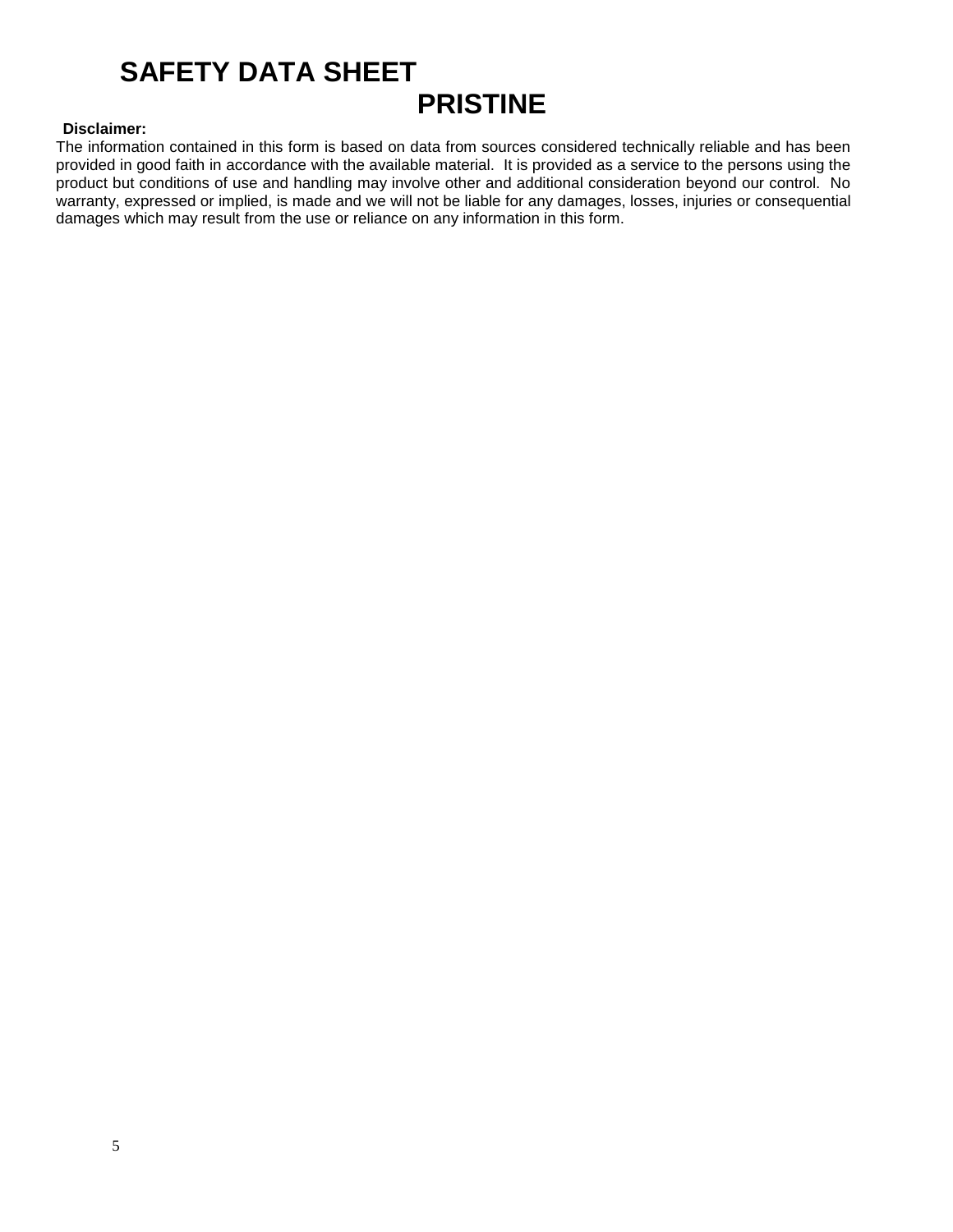# SAFETY DATA SHEET

# PRISTINE

**Disclaimer:**

The information contained in this form is based on data from sources considered technically reliable and has been provided in good faith in accordance with the available material. It is provided as a service to the persons using the product but conditions of use and handling may involve other and additional consideration beyond our control. No warranty, expressed or implied, is made and we will not be liable for any damages, losses, injuries or consequential damages which may result from the use or reliance on any information in this form.